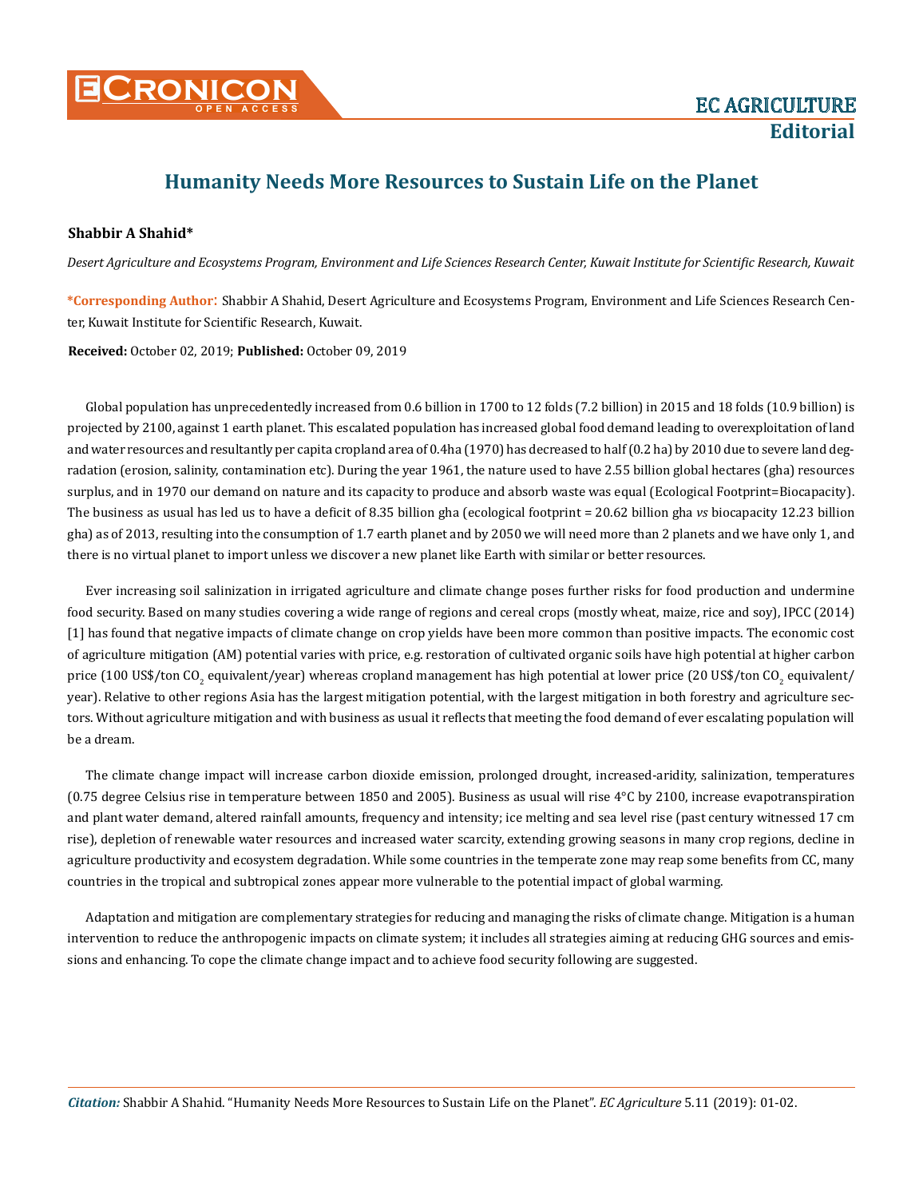# Humanity Needs More Resources to Sustain Life on the Planet

**Shabbir A Shahid***

*Desert Agriculture and Ecosystems Program, Environment and Life Sciences Research Center, Kuwait Institute for Scientific Research, Kuwait*

**\*Corresponding Author:** Shabbir A Shahid, Desert Agriculture and Ecosystems Program, Environment and Life Sciences Research Center, Kuwait Institute for Scientific Research, Kuwait.

**Received:** October 02, 2019; **Published:** October 09, 2019

Global population has unprecedentedly increased from 0.6 billion in 1700 to 12 folds (7.2 billion) in 2015 and 18 folds (10.9 billion) is projected by 2100, against 1 earth planet. This escalated population has increased global food demand leading to overexploitation of land and water resources and resultantly per capita cropland area of 0.4ha (1970) has decreased to half (0.2 ha) by 2010 due to severe land degradation (erosion, salinity, contamination etc). During the year 1961, the nature used to have 2.55 billion global hectares (gha) resources surplus, and in 1970 our demand on nature and its capacity to produce and absorb waste was equal (Ecological Footprint=Biocapacity). The business as usual has led us to have a deficit of 8.35 billion gha (ecological footprint = 20.62 billion gha *vs* biocapacity 12.23 billion gha) as of 2013, resulting into the consumption of 1.7 earth planet and by 2050 we will need more than 2 planets and we have only 1, and there is no virtual planet to import unless we discover a new planet like Earth with similar or better resources.

Ever increasing soil salinization in irrigated agriculture and climate change poses further risks for food production and undermine food security. Based on many studies covering a wide range of regions and cereal crops (mostly wheat, maize, rice and soy), IPCC (2014) [1] has found that negative impacts of climate change on crop yields have been more common than positive impacts. The economic cost of agriculture mitigation (AM) potential varies with price, e.g. restoration of cultivated organic soils have high potential at higher carbon price (100 US$/ton $CO_2$ equivalent/year) whereas cropland management has high potential at lower price (20 US$/ton $CO_2$ equivalent/year). Relative to other regions Asia has the largest mitigation potential, with the largest mitigation in both forestry and agriculture sectors. Without agriculture mitigation and with business as usual it reflects that meeting the food demand of ever escalating population will be a dream.

The climate change impact will increase carbon dioxide emission, prolonged drought, increased-aridity, salinization, temperatures (0.75 degree Celsius rise in temperature between 1850 and 2005). Business as usual will rise 4°C by 2100, increase evapotranspiration and plant water demand, altered rainfall amounts, frequency and intensity; ice melting and sea level rise (past century witnessed 17 cm rise), depletion of renewable water resources and increased water scarcity, extending growing seasons in many crop regions, decline in agriculture productivity and ecosystem degradation. While some countries in the temperate zone may reap some benefits from CC, many countries in the tropical and subtropical zones appear more vulnerable to the potential impact of global warming.

Adaptation and mitigation are complementary strategies for reducing and managing the risks of climate change. Mitigation is a human intervention to reduce the anthropogenic impacts on climate system; it includes all strategies aiming at reducing GHG sources and emissions and enhancing. To cope the climate change impact and to achieve food security following are suggested.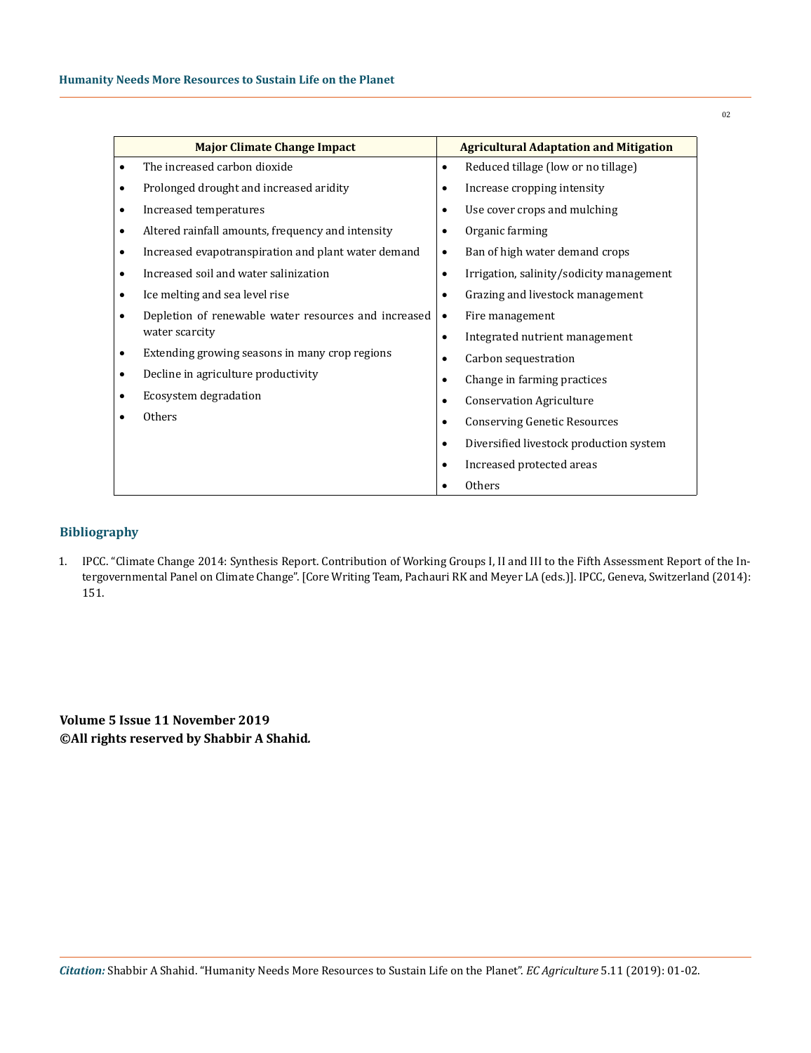| Major Climate Change Impact | Agricultural Adaptation and Mitigation |
|---|---|
| • The increased carbon dioxide<br>• Prolonged drought and increased aridity<br>• Increased temperatures<br>• Altered rainfall amounts, frequency and intensity<br>• Increased evapotranspiration and plant water demand<br>• Increased soil and water salinization<br>• Ice melting and sea level rise<br>• Depletion of renewable water resources and increased water scarcity<br>• Extending growing seasons in many crop regions<br>• Decline in agriculture productivity<br>• Ecosystem degradation<br>• Others | • Reduced tillage (low or no tillage)<br>• Increase cropping intensity<br>• Use cover crops and mulching<br>• Organic farming<br>• Ban of high water demand crops<br>• Irrigation, salinity/sodicity management<br>• Grazing and livestock management<br>• Fire management<br>• Integrated nutrient management<br>• Carbon sequestration<br>• Change in farming practices<br>• Conservation Agriculture<br>• Conserving Genetic Resources<br>• Diversified livestock production system<br>• Increased protected areas<br>• Others |

## Bibliography

1. IPCC. "Climate Change 2014: Synthesis Report. Contribution of Working Groups I, II and III to the Fifth Assessment Report of the Intergovernmental Panel on Climate Change". [Core Writing Team, Pachauri RK and Meyer LA (eds.)]. IPCC, Geneva, Switzerland (2014): 151.

**Volume 5 Issue 11 November 2019**
**©All rights reserved by Shabbir A Shahid.**